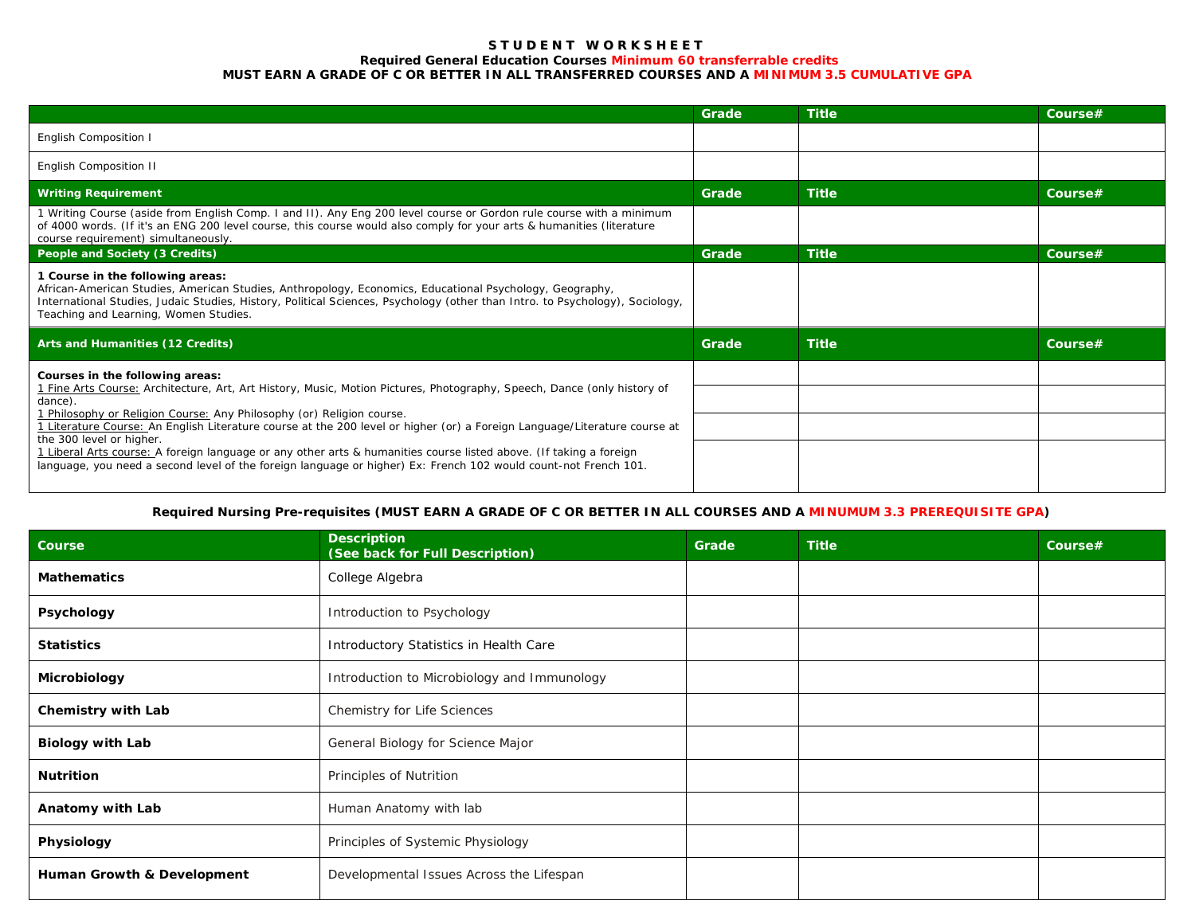# STUDENT WORKSHEET

**Required General Education Courses Minimum 60 transferrable credits**

**MUST EARN A GRADE OF C OR BETTER IN ALL TRANSFERRED COURSES AND A MINIMUM 3.5 CUMULATIVE GPA**

| | Grade | Title | Course# |
|---|---|---|---|
| English Composition I | | | |
| English Composition II | | | |
| **Writing Requirement** | **Grade** | **Title** | **Course#** |
| 1 Writing Course (aside from English Comp. I and II). Any Eng 200 level course or Gordon rule course with a minimum of 4000 words. (If it's an ENG 200 level course, this course would also comply for your arts & humanities (literature course requirement) simultaneously. | | | |
| **People and Society (3 Credits)** | **Grade** | **Title** | **Course#** |
| **1 Course in the following areas:** African-American Studies, American Studies, Anthropology, Economics, Educational Psychology, Geography, International Studies, Judaic Studies, History, Political Sciences, Psychology (other than Intro. to Psychology), Sociology, Teaching and Learning, Women Studies. | | | |
| **Arts and Humanities (12 Credits)** | **Grade** | **Title** | **Course#** |
| **Courses in the following areas:** 1 Fine Arts Course: Architecture, Art, Art History, Music, Motion Pictures, Photography, Speech, Dance (only history of dance). 1 Philosophy or Religion Course: Any Philosophy (or) Religion course. 1 Literature Course: An English Literature course at the 200 level or higher (or) a Foreign Language/Literature course at the 300 level or higher. 1 Liberal Arts course: A foreign language or any other arts & humanities course listed above. (If taking a foreign language, you need a second level of the foreign language or higher) Ex: French 102 would count-not French 101. | | | |
| | | | |
| | | | |
| | | | |

**Required Nursing Pre-requisites (MUST EARN A GRADE OF C OR BETTER IN ALL COURSES AND A MINUMUM 3.3 PREREQUISITE GPA)**

| Course | Description (See back for Full Description) | Grade | Title | Course# |
|---|---|---|---|---|
| **Mathematics** | College Algebra | | | |
| **Psychology** | Introduction to Psychology | | | |
| **Statistics** | Introductory Statistics in Health Care | | | |
| **Microbiology** | Introduction to Microbiology and Immunology | | | |
| **Chemistry with Lab** | Chemistry for Life Sciences | | | |
| **Biology with Lab** | General Biology for Science Major | | | |
| **Nutrition** | Principles of Nutrition | | | |
| **Anatomy with Lab** | Human Anatomy with lab | | | |
| **Physiology** | Principles of Systemic Physiology | | | |
| **Human Growth & Development** | Developmental Issues Across the Lifespan | | | |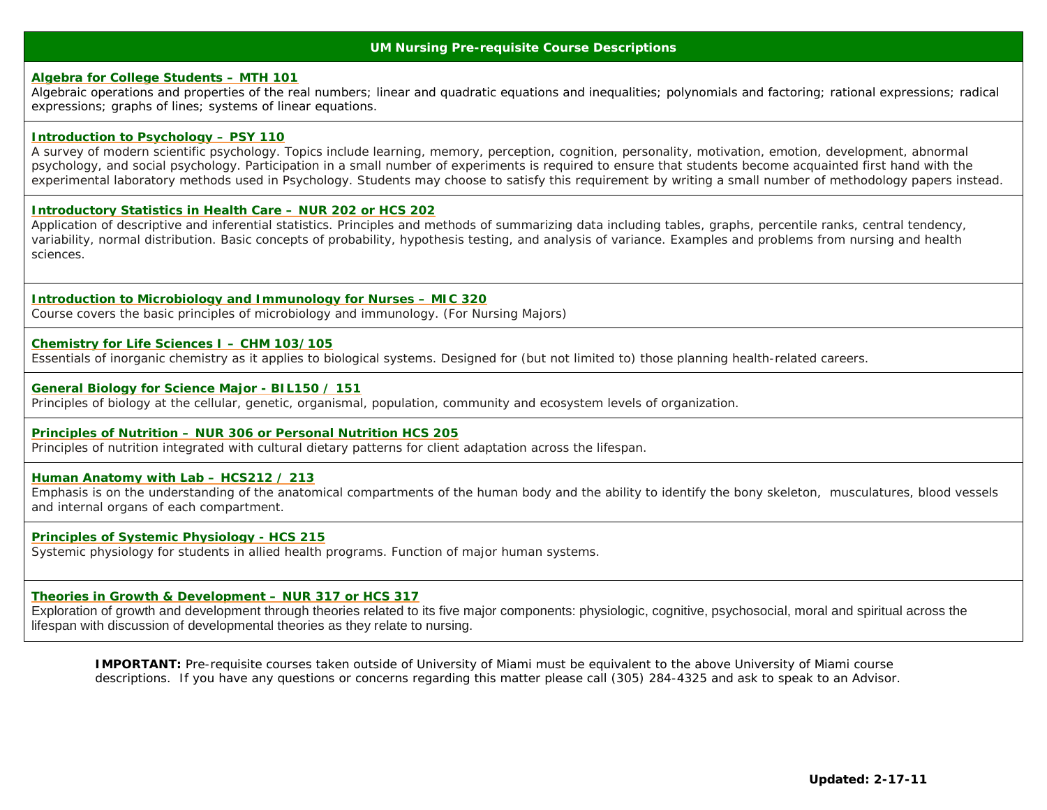## UM Nursing Pre-requisite Course Descriptions

**Algebra for College Students – MTH 101**

Algebraic operations and properties of the real numbers; linear and quadratic equations and inequalities; polynomials and factoring; rational expressions; radical expressions; graphs of lines; systems of linear equations.

**Introduction to Psychology – PSY 110**

A survey of modern scientific psychology. Topics include learning, memory, perception, cognition, personality, motivation, emotion, development, abnormal psychology, and social psychology. Participation in a small number of experiments is required to ensure that students become acquainted first hand with the experimental laboratory methods used in Psychology. Students may choose to satisfy this requirement by writing a small number of methodology papers instead.

**Introductory Statistics in Health Care – NUR 202 or HCS 202**

Application of descriptive and inferential statistics. Principles and methods of summarizing data including tables, graphs, percentile ranks, central tendency, variability, normal distribution. Basic concepts of probability, hypothesis testing, and analysis of variance. Examples and problems from nursing and health sciences.

**Introduction to Microbiology and Immunology for Nurses – MIC 320**

Course covers the basic principles of microbiology and immunology. (For Nursing Majors)

**Chemistry for Life Sciences I – CHM 103/105**

Essentials of inorganic chemistry as it applies to biological systems. Designed for (but not limited to) those planning health-related careers.

**General Biology for Science Major - BIL150 / 151**

Principles of biology at the cellular, genetic, organismal, population, community and ecosystem levels of organization.

**Principles of Nutrition – NUR 306 or Personal Nutrition HCS 205**

Principles of nutrition integrated with cultural dietary patterns for client adaptation across the lifespan.

**Human Anatomy with Lab – HCS212 / 213**

Emphasis is on the understanding of the anatomical compartments of the human body and the ability to identify the bony skeleton, musculatures, blood vessels and internal organs of each compartment.

**Principles of Systemic Physiology - HCS 215**

Systemic physiology for students in allied health programs. Function of major human systems.

**Theories in Growth & Development – NUR 317 or HCS 317**

Exploration of growth and development through theories related to its five major components: physiologic, cognitive, psychosocial, moral and spiritual across the lifespan with discussion of developmental theories as they relate to nursing.

**IMPORTANT:** Pre-requisite courses taken outside of University of Miami must be equivalent to the above University of Miami course descriptions. If you have any questions or concerns regarding this matter please call (305) 284-4325 and ask to speak to an Advisor.

**Updated: 2-17-11**